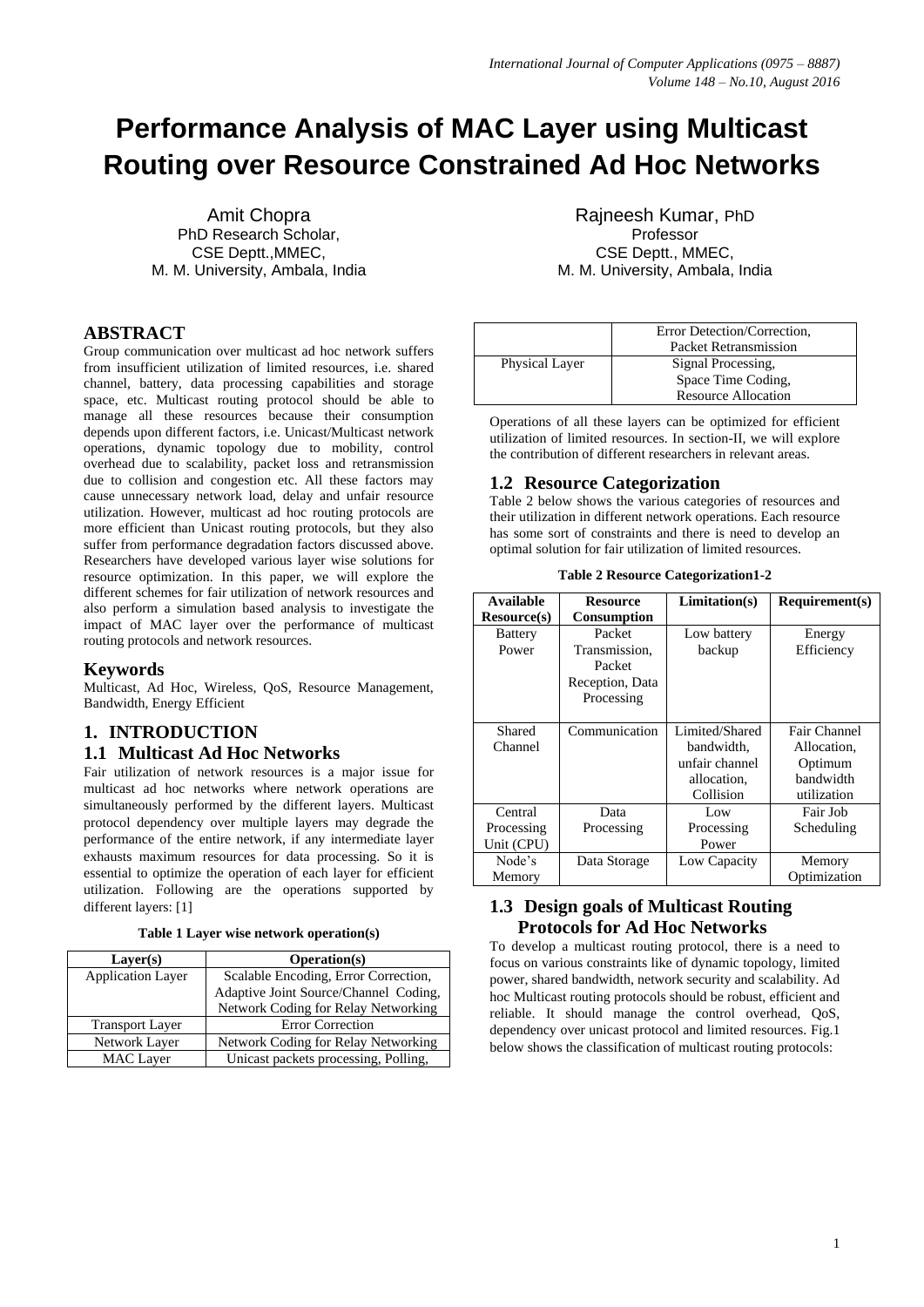# Performance Analysis of MAC Layer using Multicast Routing over Resource Constrained Ad Hoc Networks

Amit Chopra
PhD Research Scholar,
CSE Deptt.,MMEC,
M. M. University, Ambala, India

Rajneesh Kumar, PhD
Professor
CSE Deptt., MMEC,
M. M. University, Ambala, India

## ABSTRACT

Group communication over multicast ad hoc network suffers from insufficient utilization of limited resources, i.e. shared channel, battery, data processing capabilities and storage space, etc. Multicast routing protocol should be able to manage all these resources because their consumption depends upon different factors, i.e. Unicast/Multicast network operations, dynamic topology due to mobility, control overhead due to scalability, packet loss and retransmission due to collision and congestion etc. All these factors may cause unnecessary network load, delay and unfair resource utilization. However, multicast ad hoc routing protocols are more efficient than Unicast routing protocols, but they also suffer from performance degradation factors discussed above. Researchers have developed various layer wise solutions for resource optimization. In this paper, we will explore the different schemes for fair utilization of network resources and also perform a simulation based analysis to investigate the impact of MAC layer over the performance of multicast routing protocols and network resources.

## Keywords

Multicast, Ad Hoc, Wireless, QoS, Resource Management, Bandwidth, Energy Efficient

## 1. INTRODUCTION

### 1.1 Multicast Ad Hoc Networks

Fair utilization of network resources is a major issue for multicast ad hoc networks where network operations are simultaneously performed by the different layers. Multicast protocol dependency over multiple layers may degrade the performance of the entire network, if any intermediate layer exhausts maximum resources for data processing. So it is essential to optimize the operation of each layer for efficient utilization. Following are the operations supported by different layers: [1]

**Table 1 Layer wise network operation(s)**

| Layer(s) | Operation(s) |
|---|---|
| Application Layer | Scalable Encoding, Error Correction, Adaptive Joint Source/Channel Coding, Network Coding for Relay Networking |
| Transport Layer | Error Correction |
| Network Layer | Network Coding for Relay Networking |
| MAC Layer | Unicast packets processing, Polling, Error Detection/Correction, Packet Retransmission |
| Physical Layer | Signal Processing, Space Time Coding, Resource Allocation |

Operations of all these layers can be optimized for efficient utilization of limited resources. In section-II, we will explore the contribution of different researchers in relevant areas.

### 1.2 Resource Categorization

Table 2 below shows the various categories of resources and their utilization in different network operations. Each resource has some sort of constraints and there is need to develop an optimal solution for fair utilization of limited resources.

**Table 2 Resource Categorization1-2**

| Available Resource(s) | Resource Consumption | Limitation(s) | Requirement(s) |
|---|---|---|---|
| Battery Power | Packet Transmission, Packet Reception, Data Processing | Low battery backup | Energy Efficiency |
| Shared Channel | Communication | Limited/Shared bandwidth, unfair channel allocation, Collision | Fair Channel Allocation, Optimum bandwidth utilization |
| Central Processing Unit (CPU) | Data Processing | Low Processing Power | Fair Job Scheduling |
| Node's Memory | Data Storage | Low Capacity | Memory Optimization |

### 1.3 Design goals of Multicast Routing Protocols for Ad Hoc Networks

To develop a multicast routing protocol, there is a need to focus on various constraints like of dynamic topology, limited power, shared bandwidth, network security and scalability. Ad hoc Multicast routing protocols should be robust, efficient and reliable. It should manage the control overhead, QoS, dependency over unicast protocol and limited resources. Fig.1 below shows the classification of multicast routing protocols: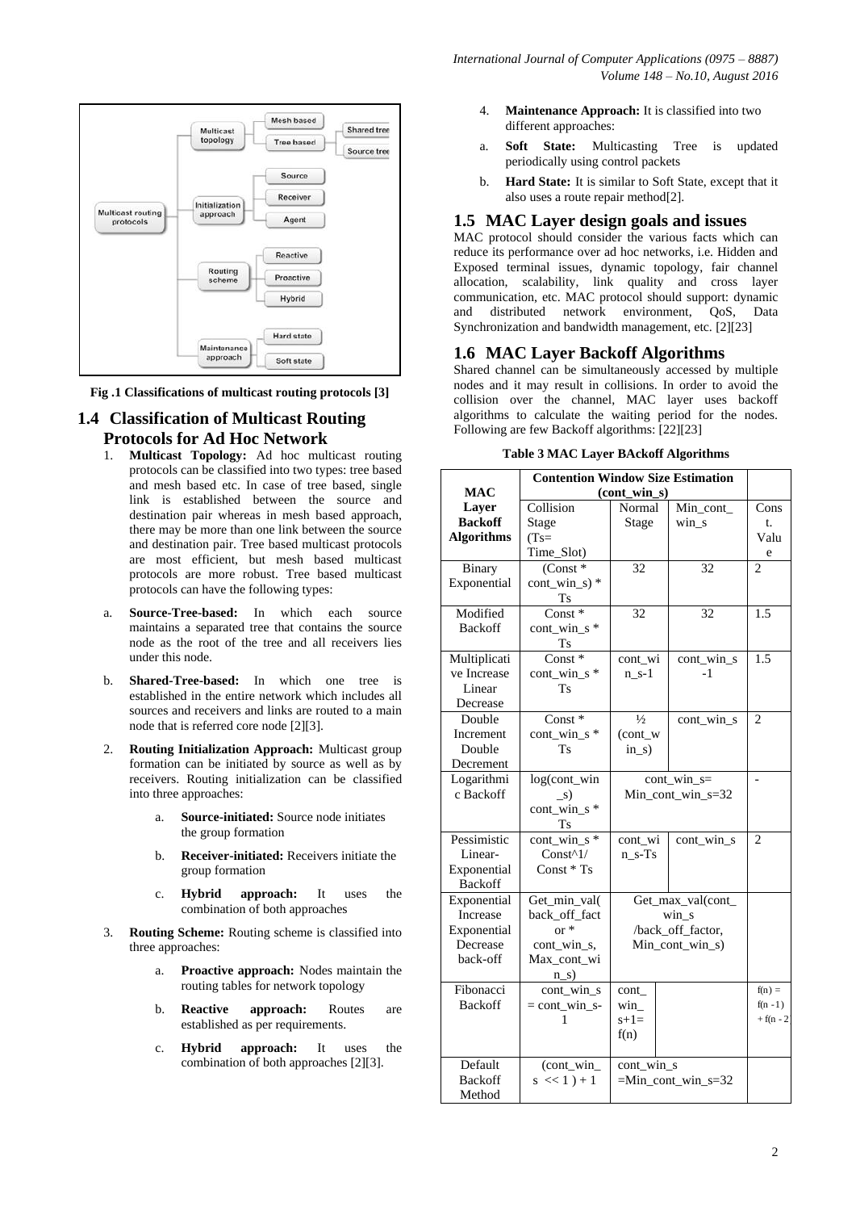Fig .1 Classifications of multicast routing protocols [3]

## 1.4 Classification of Multicast Routing Protocols for Ad Hoc Network

1. **Multicast Topology:** Ad hoc multicast routing protocols can be classified into two types: tree based and mesh based etc. In case of tree based, single link is established between the source and destination pair whereas in mesh based approach, there may be more than one link between the source and destination pair. Tree based multicast protocols are most efficient, but mesh based multicast protocols are more robust. Tree based multicast protocols can have the following types:

   a. **Source-Tree-based:** In which each source maintains a separated tree that contains the source node as the root of the tree and all receivers lies under this node.

   b. **Shared-Tree-based:** In which one tree is established in the entire network which includes all sources and receivers and links are routed to a main node that is referred core node [2][3].

2. **Routing Initialization Approach:** Multicast group formation can be initiated by source as well as by receivers. Routing initialization can be classified into three approaches:

   a. **Source-initiated:** Source node initiates the group formation

   b. **Receiver-initiated:** Receivers initiate the group formation

   c. **Hybrid approach:** It uses the combination of both approaches

3. **Routing Scheme:** Routing scheme is classified into three approaches:

   a. **Proactive approach:** Nodes maintain the routing tables for network topology

   b. **Reactive approach:** Routes are established as per requirements.

   c. **Hybrid approach:** It uses the combination of both approaches [2][3].

4. **Maintenance Approach:** It is classified into two different approaches:

   a. **Soft State:** Multicasting Tree is updated periodically using control packets

   b. **Hard State:** It is similar to Soft State, except that it also uses a route repair method[2].

## 1.5 MAC Layer design goals and issues

MAC protocol should consider the various facts which can reduce its performance over ad hoc networks, i.e. Hidden and Exposed terminal issues, dynamic topology, fair channel allocation, scalability, link quality and cross layer communication, etc. MAC protocol should support: dynamic and distributed network environment, QoS, Data Synchronization and bandwidth management, etc. [2][23]

## 1.6 MAC Layer Backoff Algorithms

Shared channel can be simultaneously accessed by multiple nodes and it may result in collisions. In order to avoid the collision over the channel, MAC layer uses backoff algorithms to calculate the waiting period for the nodes. Following are few Backoff algorithms: [22][23]

**Table 3 MAC Layer BAckoff Algorithms**

| MAC Layer Backoff Algorithms | Contention Window Size Estimation (cont_win_s) | | | |
|---|---|---|---|---|
| | Collision Stage (Ts= Time_Slot) | Normal Stage | Min_cont_win_s | Const. Value |
| Binary Exponential | (Const * cont_win_s) * Ts | 32 | 32 | 2 |
| Modified Backoff | Const * cont_win_s * Ts | 32 | 32 | 1.5 |
| Multiplicative Increase Linear Decrease | Const * cont_win_s * Ts | cont_win_s-1 | cont_win_s -1 | 1.5 |
| Double Increment Double Decrement | Const * cont_win_s * Ts | ½ (cont_win_s) | cont_win_s | 2 |
| Logarithmic Backoff | log(cont_win_s) cont_win_s * Ts | cont_win_s= Min_cont_win_s=32 | | - |
| Pessimistic Linear-Exponential Backoff | cont_win_s * Const^1/ Const * Ts | cont_win_s-Ts | cont_win_s | 2 |
| Exponential Increase Exponential Decrease back-off | Get_min_val( back_off_factor * cont_win_s, Max_cont_win_s) | Get_max_val(cont_win_s /back_off_factor, Min_cont_win_s) | | |
| Fibonacci Backoff | cont_win_s = cont_win_s-1 | cont_win_s+1= f(n) | | f(n) = f(n -1) + f(n - 2 |
| Default Backoff Method | (cont_win_s << 1 ) + 1 | cont_win_s =Min_cont_win_s=32 | | |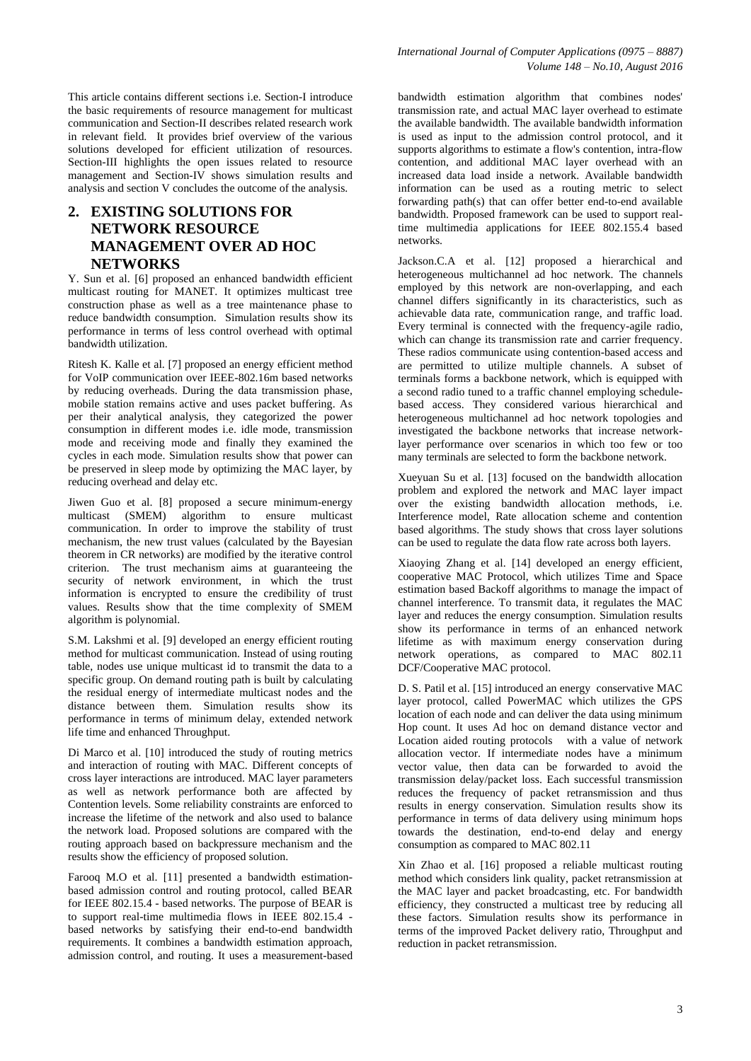This article contains different sections i.e. Section-I introduce the basic requirements of resource management for multicast communication and Section-II describes related research work in relevant field. It provides brief overview of the various solutions developed for efficient utilization of resources. Section-III highlights the open issues related to resource management and Section-IV shows simulation results and analysis and section V concludes the outcome of the analysis.

## 2. EXISTING SOLUTIONS FOR NETWORK RESOURCE MANAGEMENT OVER AD HOC NETWORKS

Y. Sun et al. [6] proposed an enhanced bandwidth efficient multicast routing for MANET. It optimizes multicast tree construction phase as well as a tree maintenance phase to reduce bandwidth consumption. Simulation results show its performance in terms of less control overhead with optimal bandwidth utilization.

Ritesh K. Kalle et al. [7] proposed an energy efficient method for VoIP communication over IEEE-802.16m based networks by reducing overheads. During the data transmission phase, mobile station remains active and uses packet buffering. As per their analytical analysis, they categorized the power consumption in different modes i.e. idle mode, transmission mode and receiving mode and finally they examined the cycles in each mode. Simulation results show that power can be preserved in sleep mode by optimizing the MAC layer, by reducing overhead and delay etc.

Jiwen Guo et al. [8] proposed a secure minimum-energy multicast (SMEM) algorithm to ensure multicast communication. In order to improve the stability of trust mechanism, the new trust values (calculated by the Bayesian theorem in CR networks) are modified by the iterative control criterion. The trust mechanism aims at guaranteeing the security of network environment, in which the trust information is encrypted to ensure the credibility of trust values. Results show that the time complexity of SMEM algorithm is polynomial.

S.M. Lakshmi et al. [9] developed an energy efficient routing method for multicast communication. Instead of using routing table, nodes use unique multicast id to transmit the data to a specific group. On demand routing path is built by calculating the residual energy of intermediate multicast nodes and the distance between them. Simulation results show its performance in terms of minimum delay, extended network life time and enhanced Throughput.

Di Marco et al. [10] introduced the study of routing metrics and interaction of routing with MAC. Different concepts of cross layer interactions are introduced. MAC layer parameters as well as network performance both are affected by Contention levels. Some reliability constraints are enforced to increase the lifetime of the network and also used to balance the network load. Proposed solutions are compared with the routing approach based on backpressure mechanism and the results show the efficiency of proposed solution.

Farooq M.O et al. [11] presented a bandwidth estimation-based admission control and routing protocol, called BEAR for IEEE 802.15.4 - based networks. The purpose of BEAR is to support real-time multimedia flows in IEEE 802.15.4 - based networks by satisfying their end-to-end bandwidth requirements. It combines a bandwidth estimation approach, admission control, and routing. It uses a measurement-based bandwidth estimation algorithm that combines nodes' transmission rate, and actual MAC layer overhead to estimate the available bandwidth. The available bandwidth information is used as input to the admission control protocol, and it supports algorithms to estimate a flow's contention, intra-flow contention, and additional MAC layer overhead with an increased data load inside a network. Available bandwidth information can be used as a routing metric to select forwarding path(s) that can offer better end-to-end available bandwidth. Proposed framework can be used to support real-time multimedia applications for IEEE 802.155.4 based networks.

Jackson.C.A et al. [12] proposed a hierarchical and heterogeneous multichannel ad hoc network. The channels employed by this network are non-overlapping, and each channel differs significantly in its characteristics, such as achievable data rate, communication range, and traffic load. Every terminal is connected with the frequency-agile radio, which can change its transmission rate and carrier frequency. These radios communicate using contention-based access and are permitted to utilize multiple channels. A subset of terminals forms a backbone network, which is equipped with a second radio tuned to a traffic channel employing schedule-based access. They considered various hierarchical and heterogeneous multichannel ad hoc network topologies and investigated the backbone networks that increase network-layer performance over scenarios in which too few or too many terminals are selected to form the backbone network.

Xueyuan Su et al. [13] focused on the bandwidth allocation problem and explored the network and MAC layer impact over the existing bandwidth allocation methods, i.e. Interference model, Rate allocation scheme and contention based algorithms. The study shows that cross layer solutions can be used to regulate the data flow rate across both layers.

Xiaoying Zhang et al. [14] developed an energy efficient, cooperative MAC Protocol, which utilizes Time and Space estimation based Backoff algorithms to manage the impact of channel interference. To transmit data, it regulates the MAC layer and reduces the energy consumption. Simulation results show its performance in terms of an enhanced network lifetime as with maximum energy conservation during network operations, as compared to MAC 802.11 DCF/Cooperative MAC protocol.

D. S. Patil et al. [15] introduced an energy conservative MAC layer protocol, called PowerMAC which utilizes the GPS location of each node and can deliver the data using minimum Hop count. It uses Ad hoc on demand distance vector and Location aided routing protocols with a value of network allocation vector. If intermediate nodes have a minimum vector value, then data can be forwarded to avoid the transmission delay/packet loss. Each successful transmission reduces the frequency of packet retransmission and thus results in energy conservation. Simulation results show its performance in terms of data delivery using minimum hops towards the destination, end-to-end delay and energy consumption as compared to MAC 802.11

Xin Zhao et al. [16] proposed a reliable multicast routing method which considers link quality, packet retransmission at the MAC layer and packet broadcasting, etc. For bandwidth efficiency, they constructed a multicast tree by reducing all these factors. Simulation results show its performance in terms of the improved Packet delivery ratio, Throughput and reduction in packet retransmission.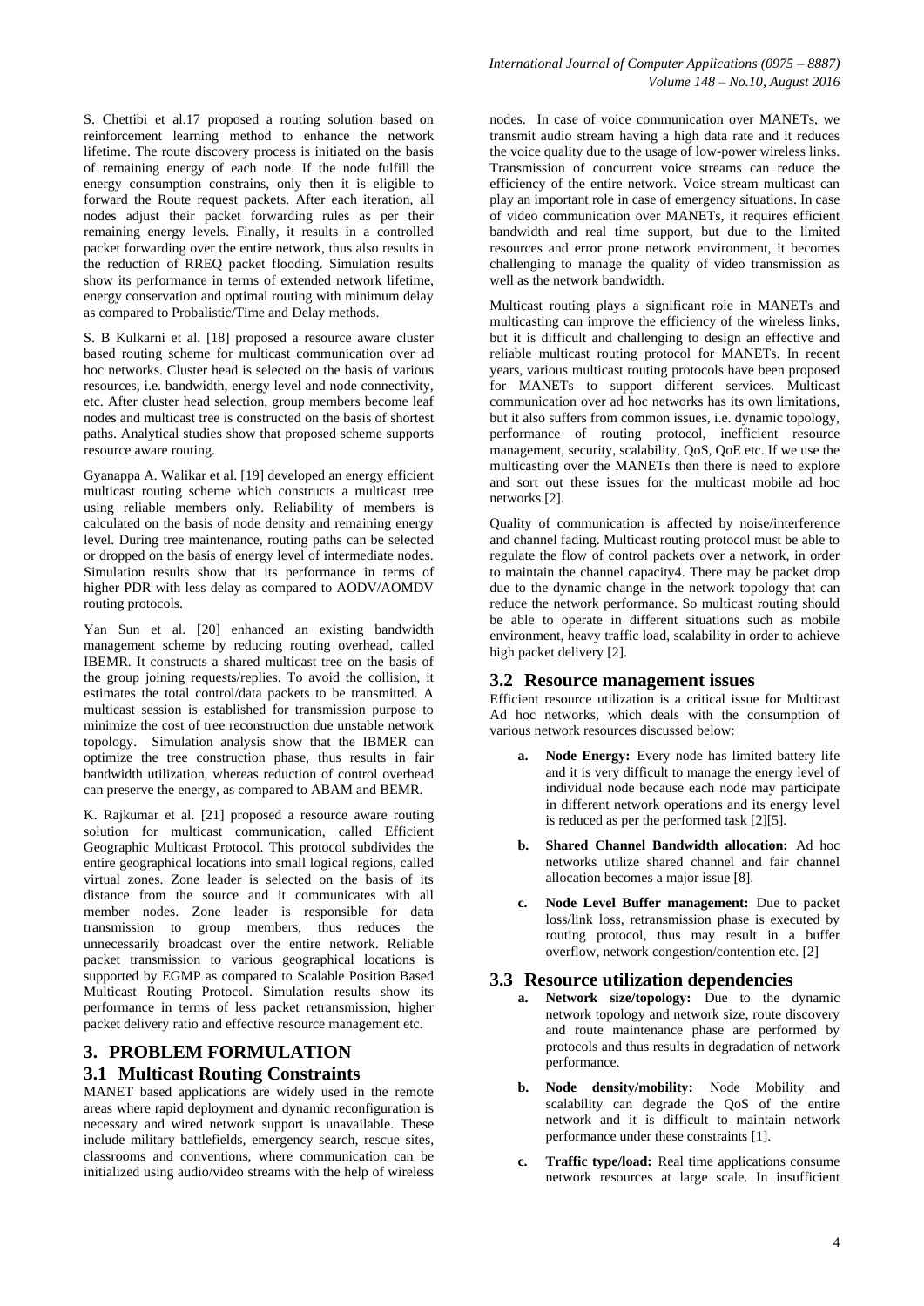S. Chettibi et al.17 proposed a routing solution based on reinforcement learning method to enhance the network lifetime. The route discovery process is initiated on the basis of remaining energy of each node. If the node fulfill the energy consumption constrains, only then it is eligible to forward the Route request packets. After each iteration, all nodes adjust their packet forwarding rules as per their remaining energy levels. Finally, it results in a controlled packet forwarding over the entire network, thus also results in the reduction of RREQ packet flooding. Simulation results show its performance in terms of extended network lifetime, energy conservation and optimal routing with minimum delay as compared to Probalistic/Time and Delay methods.

S. B Kulkarni et al. [18] proposed a resource aware cluster based routing scheme for multicast communication over ad hoc networks. Cluster head is selected on the basis of various resources, i.e. bandwidth, energy level and node connectivity, etc. After cluster head selection, group members become leaf nodes and multicast tree is constructed on the basis of shortest paths. Analytical studies show that proposed scheme supports resource aware routing.

Gyanappa A. Walikar et al. [19] developed an energy efficient multicast routing scheme which constructs a multicast tree using reliable members only. Reliability of members is calculated on the basis of node density and remaining energy level. During tree maintenance, routing paths can be selected or dropped on the basis of energy level of intermediate nodes. Simulation results show that its performance in terms of higher PDR with less delay as compared to AODV/AOMDV routing protocols.

Yan Sun et al. [20] enhanced an existing bandwidth management scheme by reducing routing overhead, called IBEMR. It constructs a shared multicast tree on the basis of the group joining requests/replies. To avoid the collision, it estimates the total control/data packets to be transmitted. A multicast session is established for transmission purpose to minimize the cost of tree reconstruction due unstable network topology. Simulation analysis show that the IBMER can optimize the tree construction phase, thus results in fair bandwidth utilization, whereas reduction of control overhead can preserve the energy, as compared to ABAM and BEMR.

K. Rajkumar et al. [21] proposed a resource aware routing solution for multicast communication, called Efficient Geographic Multicast Protocol. This protocol subdivides the entire geographical locations into small logical regions, called virtual zones. Zone leader is selected on the basis of its distance from the source and it communicates with all member nodes. Zone leader is responsible for data transmission to group members, thus reduces the unnecessarily broadcast over the entire network. Reliable packet transmission to various geographical locations is supported by EGMP as compared to Scalable Position Based Multicast Routing Protocol. Simulation results show its performance in terms of less packet retransmission, higher packet delivery ratio and effective resource management etc.

## 3. PROBLEM FORMULATION

### 3.1 Multicast Routing Constraints

MANET based applications are widely used in the remote areas where rapid deployment and dynamic reconfiguration is necessary and wired network support is unavailable. These include military battlefields, emergency search, rescue sites, classrooms and conventions, where communication can be initialized using audio/video streams with the help of wireless nodes. In case of voice communication over MANETs, we transmit audio stream having a high data rate and it reduces the voice quality due to the usage of low-power wireless links. Transmission of concurrent voice streams can reduce the efficiency of the entire network. Voice stream multicast can play an important role in case of emergency situations. In case of video communication over MANETs, it requires efficient bandwidth and real time support, but due to the limited resources and error prone network environment, it becomes challenging to manage the quality of video transmission as well as the network bandwidth.

Multicast routing plays a significant role in MANETs and multicasting can improve the efficiency of the wireless links, but it is difficult and challenging to design an effective and reliable multicast routing protocol for MANETs. In recent years, various multicast routing protocols have been proposed for MANETs to support different services. Multicast communication over ad hoc networks has its own limitations, but it also suffers from common issues, i.e. dynamic topology, performance of routing protocol, inefficient resource management, security, scalability, QoS, QoE etc. If we use the multicasting over the MANETs then there is need to explore and sort out these issues for the multicast mobile ad hoc networks [2].

Quality of communication is affected by noise/interference and channel fading. Multicast routing protocol must be able to regulate the flow of control packets over a network, in order to maintain the channel capacity4. There may be packet drop due to the dynamic change in the network topology that can reduce the network performance. So multicast routing should be able to operate in different situations such as mobile environment, heavy traffic load, scalability in order to achieve high packet delivery [2].

### 3.2 Resource management issues

Efficient resource utilization is a critical issue for Multicast Ad hoc networks, which deals with the consumption of various network resources discussed below:

- **a. Node Energy:** Every node has limited battery life and it is very difficult to manage the energy level of individual node because each node may participate in different network operations and its energy level is reduced as per the performed task [2][5].
- **b. Shared Channel Bandwidth allocation:** Ad hoc networks utilize shared channel and fair channel allocation becomes a major issue [8].
- **c. Node Level Buffer management:** Due to packet loss/link loss, retransmission phase is executed by routing protocol, thus may result in a buffer overflow, network congestion/contention etc. [2]

### 3.3 Resource utilization dependencies

- **a. Network size/topology:** Due to the dynamic network topology and network size, route discovery and route maintenance phase are performed by protocols and thus results in degradation of network performance.
- **b. Node density/mobility:** Node Mobility and scalability can degrade the QoS of the entire network and it is difficult to maintain network performance under these constraints [1].
- **c. Traffic type/load:** Real time applications consume network resources at large scale. In insufficient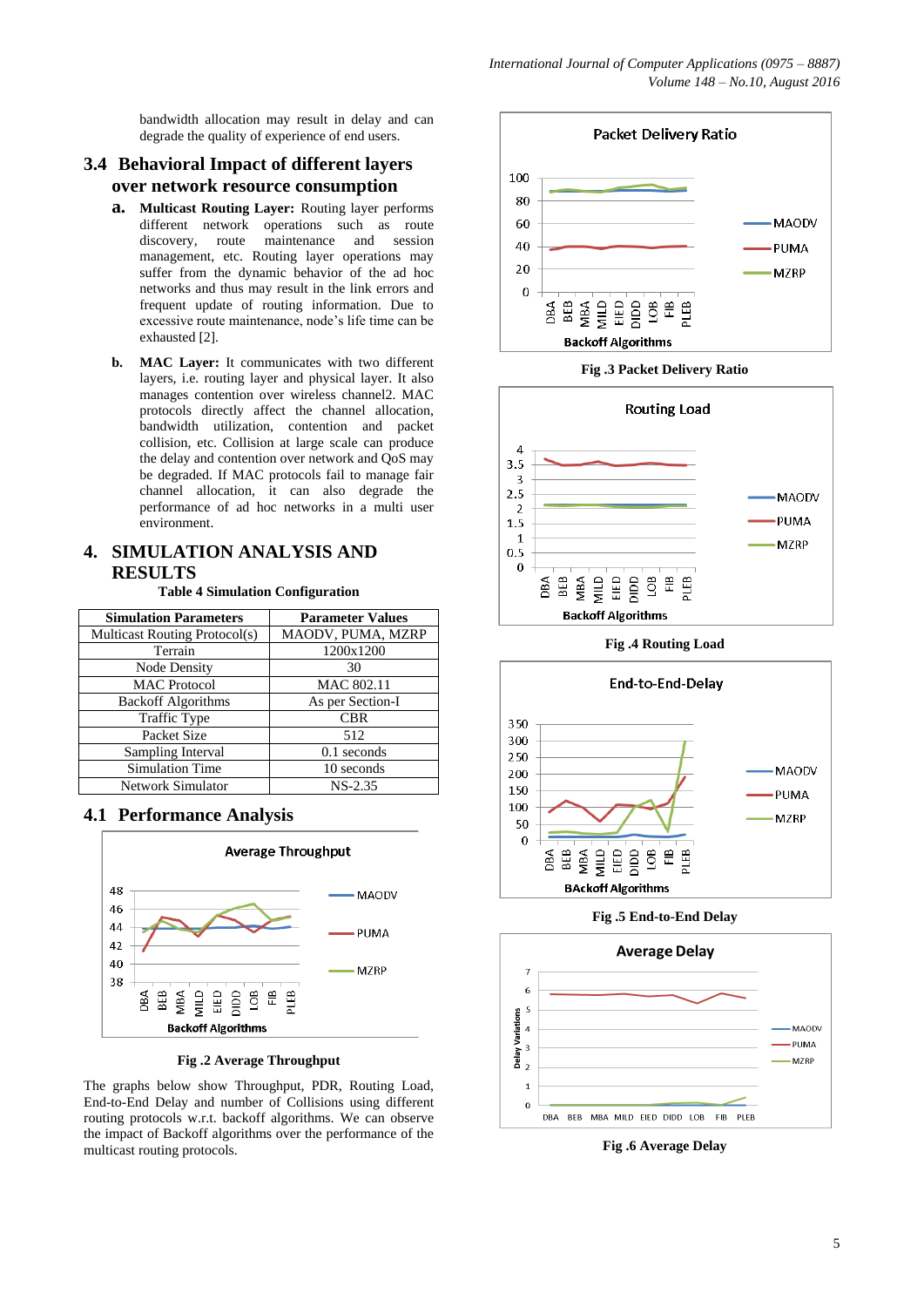bandwidth allocation may result in delay and can degrade the quality of experience of end users.

## 3.4 Behavioral Impact of different layers over network resource consumption

**a. Multicast Routing Layer:** Routing layer performs different network operations such as route discovery, route maintenance and session management, etc. Routing layer operations may suffer from the dynamic behavior of the ad hoc networks and thus may result in the link errors and frequent update of routing information. Due to excessive route maintenance, node's life time can be exhausted [2].

**b. MAC Layer:** It communicates with two different layers, i.e. routing layer and physical layer. It also manages contention over wireless channel2. MAC protocols directly affect the channel allocation, bandwidth utilization, contention and packet collision, etc. Collision at large scale can produce the delay and contention over network and QoS may be degraded. If MAC protocols fail to manage fair channel allocation, it can also degrade the performance of ad hoc networks in a multi user environment.

# 4. SIMULATION ANALYSIS AND RESULTS

**Table 4 Simulation Configuration**

| Simulation Parameters | Parameter Values |
|---|---|
| Multicast Routing Protocol(s) | MAODV, PUMA, MZRP |
| Terrain | 1200x1200 |
| Node Density | 30 |
| MAC Protocol | MAC 802.11 |
| Backoff Algorithms | As per Section-I |
| Traffic Type | CBR |
| Packet Size | 512 |
| Sampling Interval | 0.1 seconds |
| Simulation Time | 10 seconds |
| Network Simulator | NS-2.35 |

## 4.1 Performance Analysis

**Fig .2 Average Throughput**

The graphs below show Throughput, PDR, Routing Load, End-to-End Delay and number of Collisions using different routing protocols w.r.t. backoff algorithms. We can observe the impact of Backoff algorithms over the performance of the multicast routing protocols.

**Fig .3 Packet Delivery Ratio**

**Fig .4 Routing Load**

**Fig .5 End-to-End Delay**

**Fig .6 Average Delay**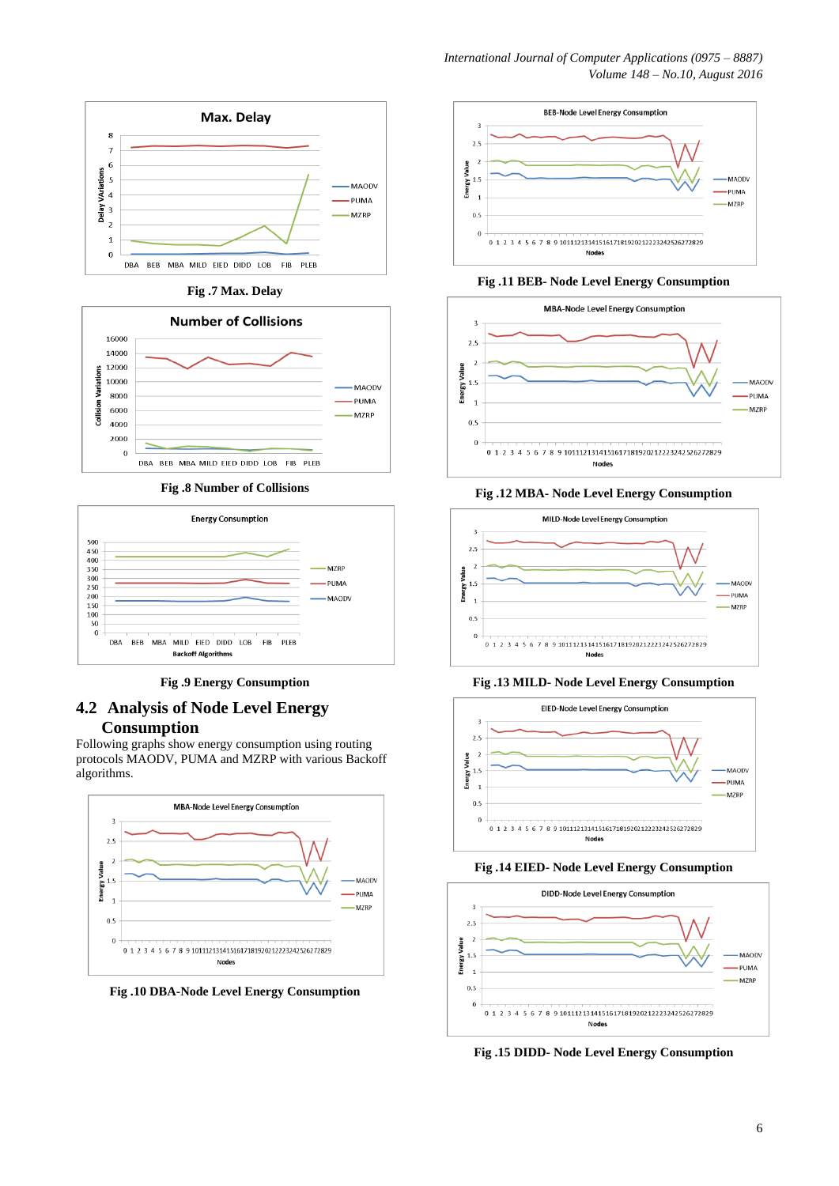Fig .7 Max. Delay

Fig .8 Number of Collisions

Fig .9 Energy Consumption

## 4.2 Analysis of Node Level Energy Consumption

Following graphs show energy consumption using routing protocols MAODV, PUMA and MZRP with various Backoff algorithms.

Fig .10 DBA-Node Level Energy Consumption

Fig .11 BEB- Node Level Energy Consumption

Fig .12 MBA- Node Level Energy Consumption

Fig .13 MILD- Node Level Energy Consumption

Fig .14 EIED- Node Level Energy Consumption

Fig .15 DIDD- Node Level Energy Consumption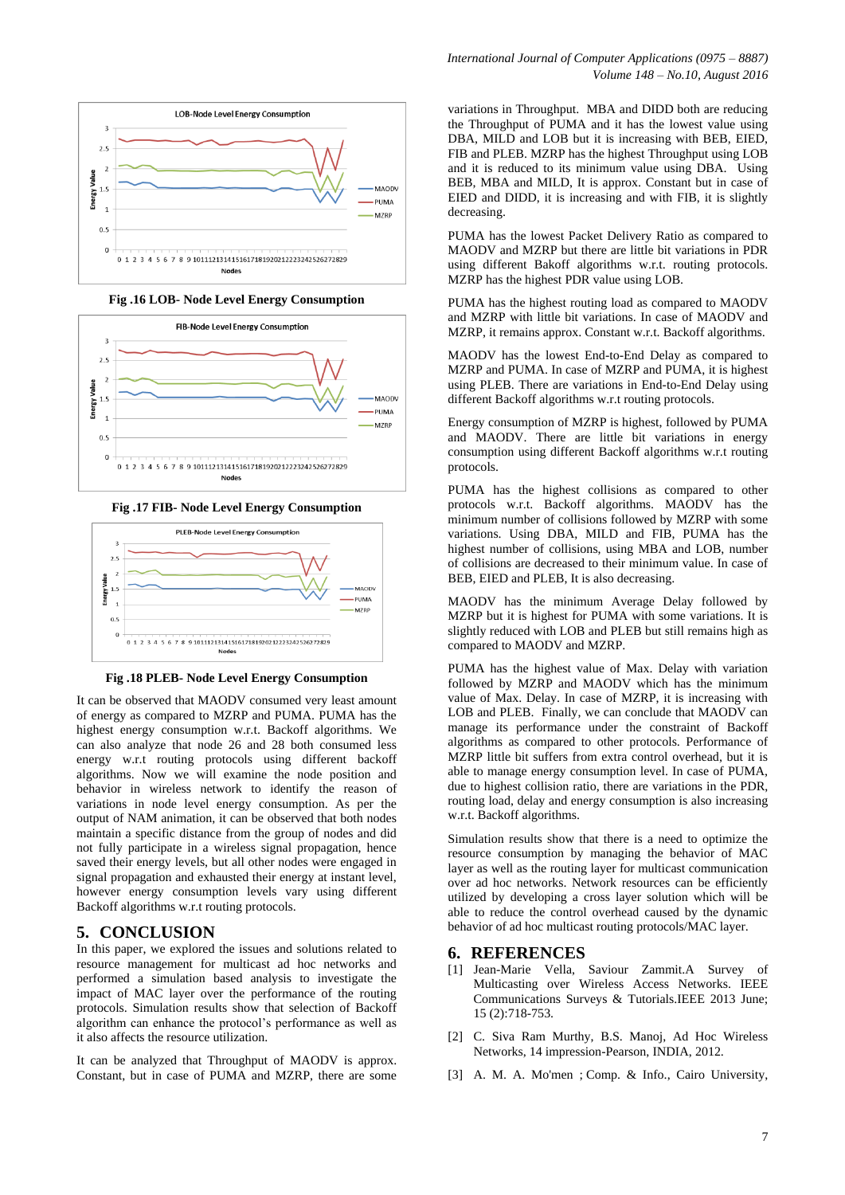Fig .16 LOB- Node Level Energy Consumption

Fig .17 FIB- Node Level Energy Consumption

Fig .18 PLEB- Node Level Energy Consumption

It can be observed that MAODV consumed very least amount of energy as compared to MZRP and PUMA. PUMA has the highest energy consumption w.r.t. Backoff algorithms. We can also analyze that node 26 and 28 both consumed less energy w.r.t routing protocols using different backoff algorithms. Now we will examine the node position and behavior in wireless network to identify the reason of variations in node level energy consumption. As per the output of NAM animation, it can be observed that both nodes maintain a specific distance from the group of nodes and did not fully participate in a wireless signal propagation, hence saved their energy levels, but all other nodes were engaged in signal propagation and exhausted their energy at instant level, however energy consumption levels vary using different Backoff algorithms w.r.t routing protocols.

## 5. CONCLUSION

In this paper, we explored the issues and solutions related to resource management for multicast ad hoc networks and performed a simulation based analysis to investigate the impact of MAC layer over the performance of the routing protocols. Simulation results show that selection of Backoff algorithm can enhance the protocol's performance as well as it also affects the resource utilization.

It can be analyzed that Throughput of MAODV is approx. Constant, but in case of PUMA and MZRP, there are some variations in Throughput. MBA and DIDD both are reducing the Throughput of PUMA and it has the lowest value using DBA, MILD and LOB but it is increasing with BEB, EIED, FIB and PLEB. MZRP has the highest Throughput using LOB and it is reduced to its minimum value using DBA. Using BEB, MBA and MILD, It is approx. Constant but in case of EIED and DIDD, it is increasing and with FIB, it is slightly decreasing.

PUMA has the lowest Packet Delivery Ratio as compared to MAODV and MZRP but there are little bit variations in PDR using different Bakoff algorithms w.r.t. routing protocols. MZRP has the highest PDR value using LOB.

PUMA has the highest routing load as compared to MAODV and MZRP with little bit variations. In case of MAODV and MZRP, it remains approx. Constant w.r.t. Backoff algorithms.

MAODV has the lowest End-to-End Delay as compared to MZRP and PUMA. In case of MZRP and PUMA, it is highest using PLEB. There are variations in End-to-End Delay using different Backoff algorithms w.r.t routing protocols.

Energy consumption of MZRP is highest, followed by PUMA and MAODV. There are little bit variations in energy consumption using different Backoff algorithms w.r.t routing protocols.

PUMA has the highest collisions as compared to other protocols w.r.t. Backoff algorithms. MAODV has the minimum number of collisions followed by MZRP with some variations. Using DBA, MILD and FIB, PUMA has the highest number of collisions, using MBA and LOB, number of collisions are decreased to their minimum value. In case of BEB, EIED and PLEB, It is also decreasing.

MAODV has the minimum Average Delay followed by MZRP but it is highest for PUMA with some variations. It is slightly reduced with LOB and PLEB but still remains high as compared to MAODV and MZRP.

PUMA has the highest value of Max. Delay with variation followed by MZRP and MAODV which has the minimum value of Max. Delay. In case of MZRP, it is increasing with LOB and PLEB. Finally, we can conclude that MAODV can manage its performance under the constraint of Backoff algorithms as compared to other protocols. Performance of MZRP little bit suffers from extra control overhead, but it is able to manage energy consumption level. In case of PUMA, due to highest collision ratio, there are variations in the PDR, routing load, delay and energy consumption is also increasing w.r.t. Backoff algorithms.

Simulation results show that there is a need to optimize the resource consumption by managing the behavior of MAC layer as well as the routing layer for multicast communication over ad hoc networks. Network resources can be efficiently utilized by developing a cross layer solution which will be able to reduce the control overhead caused by the dynamic behavior of ad hoc multicast routing protocols/MAC layer.

## 6. REFERENCES

[1] Jean-Marie Vella, Saviour Zammit.A Survey of Multicasting over Wireless Access Networks. IEEE Communications Surveys & Tutorials.IEEE 2013 June; 15 (2):718-753.

[2] C. Siva Ram Murthy, B.S. Manoj, Ad Hoc Wireless Networks, 14 impression-Pearson, INDIA, 2012.

[3] A. M. A. Mo'men ; Comp. & Info., Cairo University,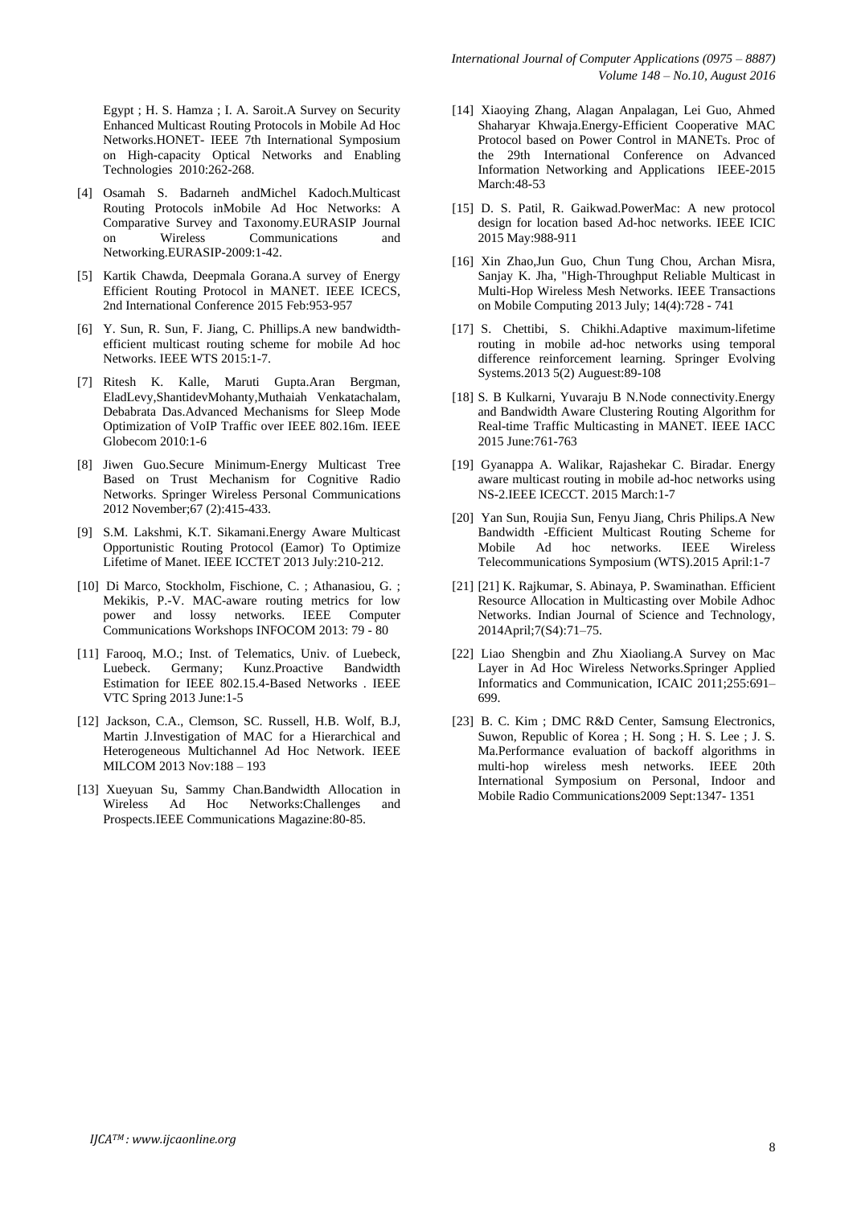Egypt ; H. S. Hamza ; I. A. Saroit.A Survey on Security Enhanced Multicast Routing Protocols in Mobile Ad Hoc Networks.HONET- IEEE 7th International Symposium on High-capacity Optical Networks and Enabling Technologies 2010:262-268.

[4] Osamah S. Badarneh andMichel Kadoch.Multicast Routing Protocols inMobile Ad Hoc Networks: A Comparative Survey and Taxonomy.EURASIP Journal on Wireless Communications and Networking.EURASIP-2009:1-42.

[5] Kartik Chawda, Deepmala Gorana.A survey of Energy Efficient Routing Protocol in MANET. IEEE ICECS, 2nd International Conference 2015 Feb:953-957

[6] Y. Sun, R. Sun, F. Jiang, C. Phillips.A new bandwidth-efficient multicast routing scheme for mobile Ad hoc Networks. IEEE WTS 2015:1-7.

[7] Ritesh K. Kalle, Maruti Gupta.Aran Bergman, EladLevy,ShantidevMohanty,Muthaiah Venkatachalam, Debabrata Das.Advanced Mechanisms for Sleep Mode Optimization of VoIP Traffic over IEEE 802.16m. IEEE Globecom 2010:1-6

[8] Jiwen Guo.Secure Minimum-Energy Multicast Tree Based on Trust Mechanism for Cognitive Radio Networks. Springer Wireless Personal Communications 2012 November;67 (2):415-433.

[9] S.M. Lakshmi, K.T. Sikamani.Energy Aware Multicast Opportunistic Routing Protocol (Eamor) To Optimize Lifetime of Manet. IEEE ICCTET 2013 July:210-212.

[10] Di Marco, Stockholm, Fischione, C. ; Athanasiou, G. ; Mekikis, P.-V. MAC-aware routing metrics for low power and lossy networks. IEEE Computer Communications Workshops INFOCOM 2013: 79 - 80

[11] Farooq, M.O.; Inst. of Telematics, Univ. of Luebeck, Luebeck. Germany; Kunz.Proactive Bandwidth Estimation for IEEE 802.15.4-Based Networks . IEEE VTC Spring 2013 June:1-5

[12] Jackson, C.A., Clemson, SC. Russell, H.B. Wolf, B.J, Martin J.Investigation of MAC for a Hierarchical and Heterogeneous Multichannel Ad Hoc Network. IEEE MILCOM 2013 Nov:188 – 193

[13] Xueyuan Su, Sammy Chan.Bandwidth Allocation in Wireless Ad Hoc Networks:Challenges and Prospects.IEEE Communications Magazine:80-85.

[14] Xiaoying Zhang, Alagan Anpalagan, Lei Guo, Ahmed Shaharyar Khwaja.Energy-Efficient Cooperative MAC Protocol based on Power Control in MANETs. Proc of the 29th International Conference on Advanced Information Networking and Applications IEEE-2015 March:48-53

[15] D. S. Patil, R. Gaikwad.PowerMac: A new protocol design for location based Ad-hoc networks. IEEE ICIC 2015 May:988-911

[16] Xin Zhao,Jun Guo, Chun Tung Chou, Archan Misra, Sanjay K. Jha, "High-Throughput Reliable Multicast in Multi-Hop Wireless Mesh Networks. IEEE Transactions on Mobile Computing 2013 July; 14(4):728 - 741

[17] S. Chettibi, S. Chikhi.Adaptive maximum-lifetime routing in mobile ad-hoc networks using temporal difference reinforcement learning. Springer Evolving Systems.2013 5(2) Auguest:89-108

[18] S. B Kulkarni, Yuvaraju B N.Node connectivity.Energy and Bandwidth Aware Clustering Routing Algorithm for Real-time Traffic Multicasting in MANET. IEEE IACC 2015 June:761-763

[19] Gyanappa A. Walikar, Rajashekar C. Biradar. Energy aware multicast routing in mobile ad-hoc networks using NS-2.IEEE ICECCT. 2015 March:1-7

[20] Yan Sun, Roujia Sun, Fenyu Jiang, Chris Philips.A New Bandwidth -Efficient Multicast Routing Scheme for Mobile Ad hoc networks. IEEE Wireless Telecommunications Symposium (WTS).2015 April:1-7

[21] [21] K. Rajkumar, S. Abinaya, P. Swaminathan. Efficient Resource Allocation in Multicasting over Mobile Adhoc Networks. Indian Journal of Science and Technology, 2014April;7(S4):71–75.

[22] Liao Shengbin and Zhu Xiaoliang.A Survey on Mac Layer in Ad Hoc Wireless Networks.Springer Applied Informatics and Communication, ICAIC 2011;255:691–699.

[23] B. C. Kim ; DMC R&D Center, Samsung Electronics, Suwon, Republic of Korea ; H. Song ; H. S. Lee ; J. S. Ma.Performance evaluation of backoff algorithms in multi-hop wireless mesh networks. IEEE 20th International Symposium on Personal, Indoor and Mobile Radio Communications2009 Sept:1347- 1351